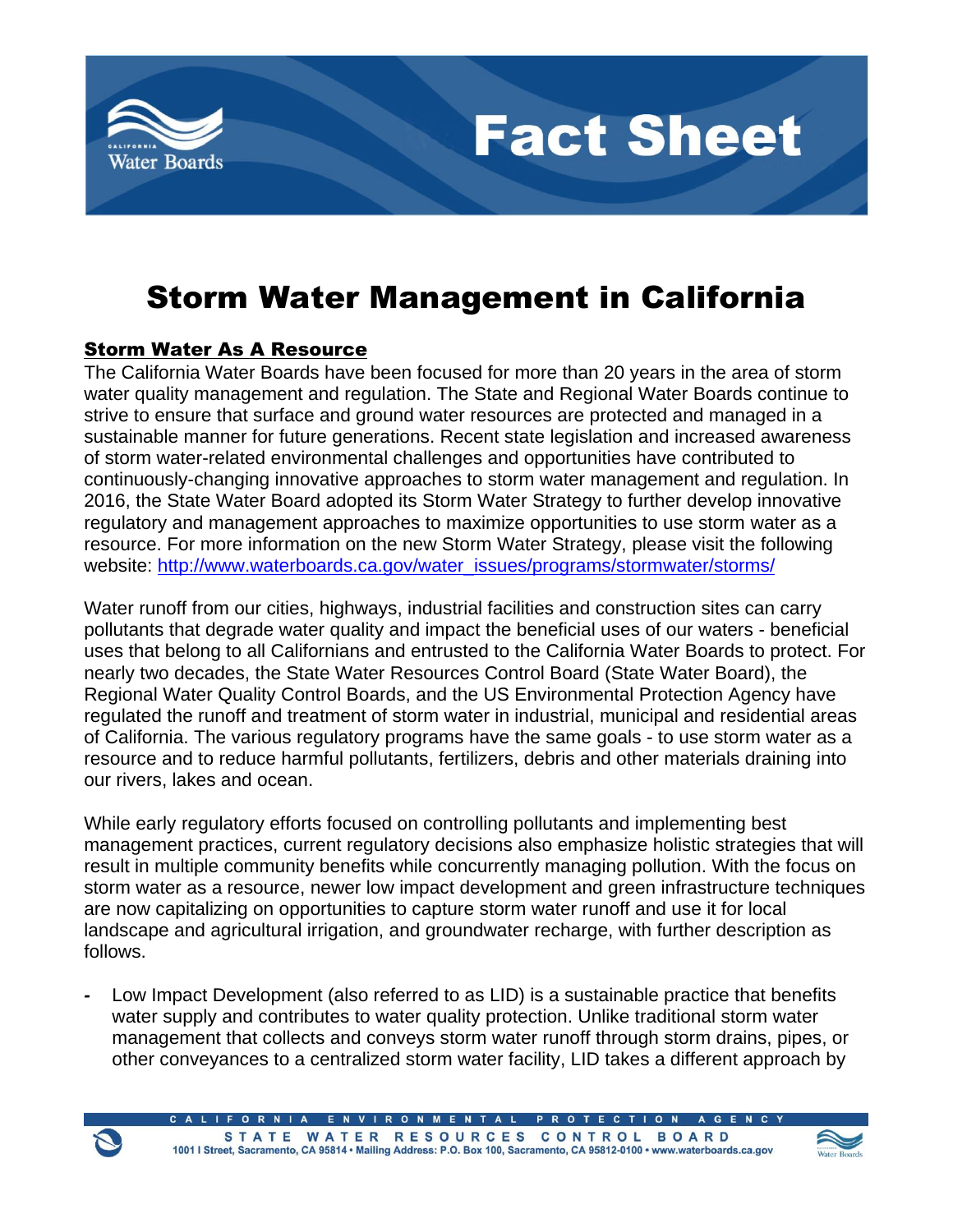# Fact Sheet

# Storm Water Management in California

## Storm Water As A Resource

The California Water Boards have been focused for more than 20 years in the area of storm water quality management and regulation. The State and Regional Water Boards continue to strive to ensure that surface and ground water resources are protected and managed in a sustainable manner for future generations. Recent state legislation and increased awareness of storm water-related environmental challenges and opportunities have contributed to continuously-changing innovative approaches to storm water management and regulation. In 2016, the State Water Board adopted its Storm Water Strategy to further develop innovative regulatory and management approaches to maximize opportunities to use storm water as a resource. For more information on the new Storm Water Strategy, please visit the following website: [http://www.waterboards.ca.gov/water_issues/programs/stormwater/storms/](http://www.waterboards.ca.gov/water_issues/programs/stormwater/storms/)

Water runoff from our cities, highways, industrial facilities and construction sites can carry pollutants that degrade water quality and impact the beneficial uses of our waters - beneficial uses that belong to all Californians and entrusted to the California Water Boards to protect. For nearly two decades, the State Water Resources Control Board (State Water Board), the Regional Water Quality Control Boards, and the US Environmental Protection Agency have regulated the runoff and treatment of storm water in industrial, municipal and residential areas of California. The various regulatory programs have the same goals - to use storm water as a resource and to reduce harmful pollutants, fertilizers, debris and other materials draining into our rivers, lakes and ocean.

While early regulatory efforts focused on controlling pollutants and implementing best management practices, current regulatory decisions also emphasize holistic strategies that will result in multiple community benefits while concurrently managing pollution. With the focus on storm water as a resource, newer low impact development and green infrastructure techniques are now capitalizing on opportunities to capture storm water runoff and use it for local landscape and agricultural irrigation, and groundwater recharge, with further description as follows.

- Low Impact Development (also referred to as LID) is a sustainable practice that benefits water supply and contributes to water quality protection. Unlike traditional storm water management that collects and conveys storm water runoff through storm drains, pipes, or other conveyances to a centralized storm water facility, LID takes a different approach by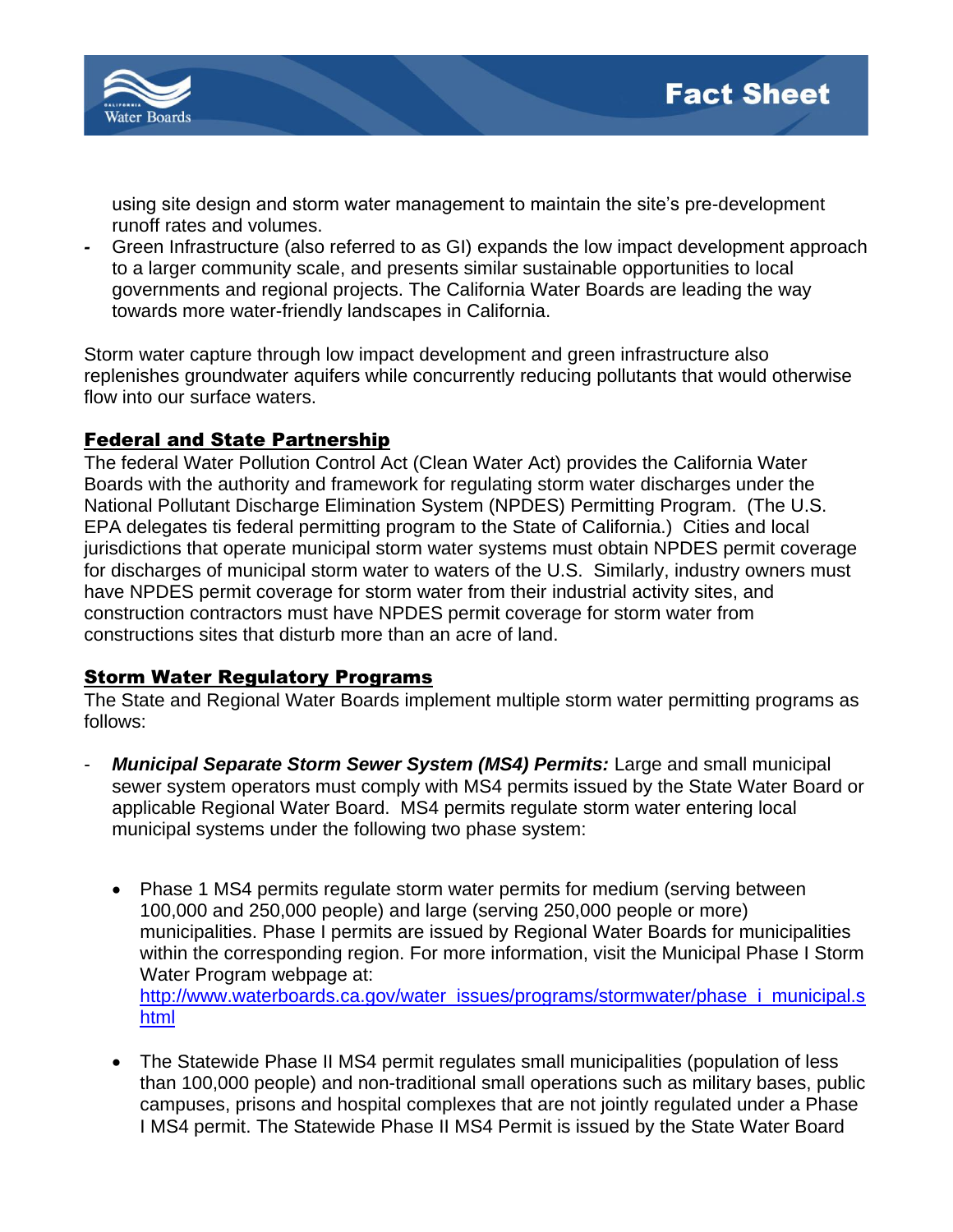using site design and storm water management to maintain the site's pre-development runoff rates and volumes.

- Green Infrastructure (also referred to as GI) expands the low impact development approach to a larger community scale, and presents similar sustainable opportunities to local governments and regional projects. The California Water Boards are leading the way towards more water-friendly landscapes in California.

Storm water capture through low impact development and green infrastructure also replenishes groundwater aquifers while concurrently reducing pollutants that would otherwise flow into our surface waters.

## Federal and State Partnership

The federal Water Pollution Control Act (Clean Water Act) provides the California Water Boards with the authority and framework for regulating storm water discharges under the National Pollutant Discharge Elimination System (NPDES) Permitting Program. (The U.S. EPA delegates tis federal permitting program to the State of California.) Cities and local jurisdictions that operate municipal storm water systems must obtain NPDES permit coverage for discharges of municipal storm water to waters of the U.S. Similarly, industry owners must have NPDES permit coverage for storm water from their industrial activity sites, and construction contractors must have NPDES permit coverage for storm water from constructions sites that disturb more than an acre of land.

## Storm Water Regulatory Programs

The State and Regional Water Boards implement multiple storm water permitting programs as follows:

- ***Municipal Separate Storm Sewer System (MS4) Permits:*** Large and small municipal sewer system operators must comply with MS4 permits issued by the State Water Board or applicable Regional Water Board. MS4 permits regulate storm water entering local municipal systems under the following two phase system:

  - Phase 1 MS4 permits regulate storm water permits for medium (serving between 100,000 and 250,000 people) and large (serving 250,000 people or more) municipalities. Phase I permits are issued by Regional Water Boards for municipalities within the corresponding region. For more information, visit the Municipal Phase I Storm Water Program webpage at: [http://www.waterboards.ca.gov/water_issues/programs/stormwater/phase_i_municipal.shtml](http://www.waterboards.ca.gov/water_issues/programs/stormwater/phase_i_municipal.shtml)

  - The Statewide Phase II MS4 permit regulates small municipalities (population of less than 100,000 people) and non-traditional small operations such as military bases, public campuses, prisons and hospital complexes that are not jointly regulated under a Phase I MS4 permit. The Statewide Phase II MS4 Permit is issued by the State Water Board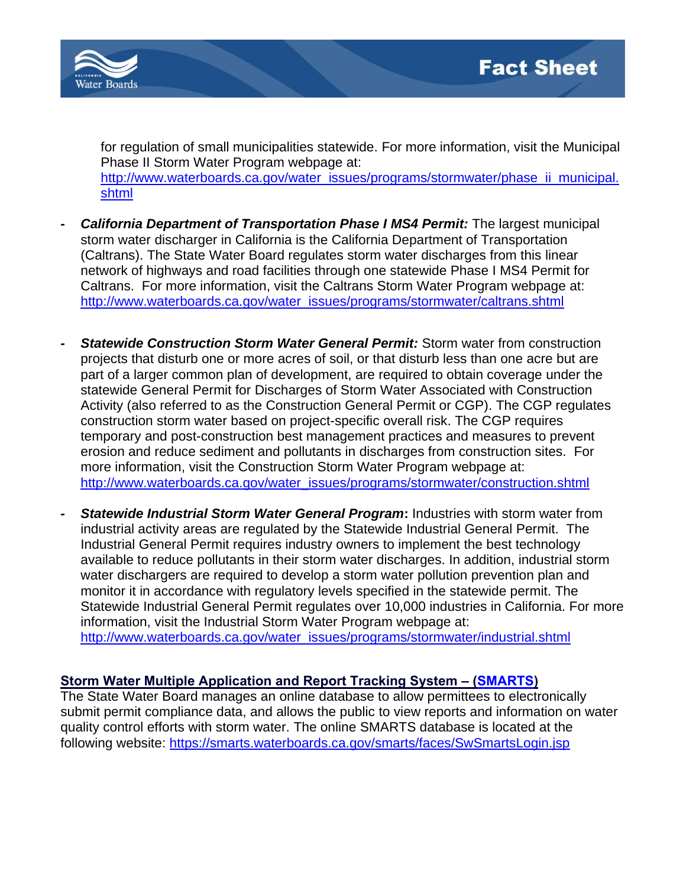for regulation of small municipalities statewide. For more information, visit the Municipal Phase II Storm Water Program webpage at: [http://www.waterboards.ca.gov/water_issues/programs/stormwater/phase_ii_municipal.shtml](http://www.waterboards.ca.gov/water_issues/programs/stormwater/phase_ii_municipal.shtml)

- ***California Department of Transportation Phase I MS4 Permit:*** The largest municipal storm water discharger in California is the California Department of Transportation (Caltrans). The State Water Board regulates storm water discharges from this linear network of highways and road facilities through one statewide Phase I MS4 Permit for Caltrans. For more information, visit the Caltrans Storm Water Program webpage at: [http://www.waterboards.ca.gov/water_issues/programs/stormwater/caltrans.shtml](http://www.waterboards.ca.gov/water_issues/programs/stormwater/caltrans.shtml)

- ***Statewide Construction Storm Water General Permit:*** Storm water from construction projects that disturb one or more acres of soil, or that disturb less than one acre but are part of a larger common plan of development, are required to obtain coverage under the statewide General Permit for Discharges of Storm Water Associated with Construction Activity (also referred to as the Construction General Permit or CGP). The CGP regulates construction storm water based on project-specific overall risk. The CGP requires temporary and post-construction best management practices and measures to prevent erosion and reduce sediment and pollutants in discharges from construction sites. For more information, visit the Construction Storm Water Program webpage at: [http://www.waterboards.ca.gov/water_issues/programs/stormwater/construction.shtml](http://www.waterboards.ca.gov/water_issues/programs/stormwater/construction.shtml)

- ***Statewide Industrial Storm Water General Program*:** Industries with storm water from industrial activity areas are regulated by the Statewide Industrial General Permit. The Industrial General Permit requires industry owners to implement the best technology available to reduce pollutants in their storm water discharges. In addition, industrial storm water dischargers are required to develop a storm water pollution prevention plan and monitor it in accordance with regulatory levels specified in the statewide permit. The Statewide Industrial General Permit regulates over 10,000 industries in California. For more information, visit the Industrial Storm Water Program webpage at: [http://www.waterboards.ca.gov/water_issues/programs/stormwater/industrial.shtml](http://www.waterboards.ca.gov/water_issues/programs/stormwater/industrial.shtml)

## Storm Water Multiple Application and Report Tracking System – (SMARTS)

The State Water Board manages an online database to allow permittees to electronically submit permit compliance data, and allows the public to view reports and information on water quality control efforts with storm water. The online SMARTS database is located at the following website: [https://smarts.waterboards.ca.gov/smarts/faces/SwSmartsLogin.jsp](https://smarts.waterboards.ca.gov/smarts/faces/SwSmartsLogin.jsp)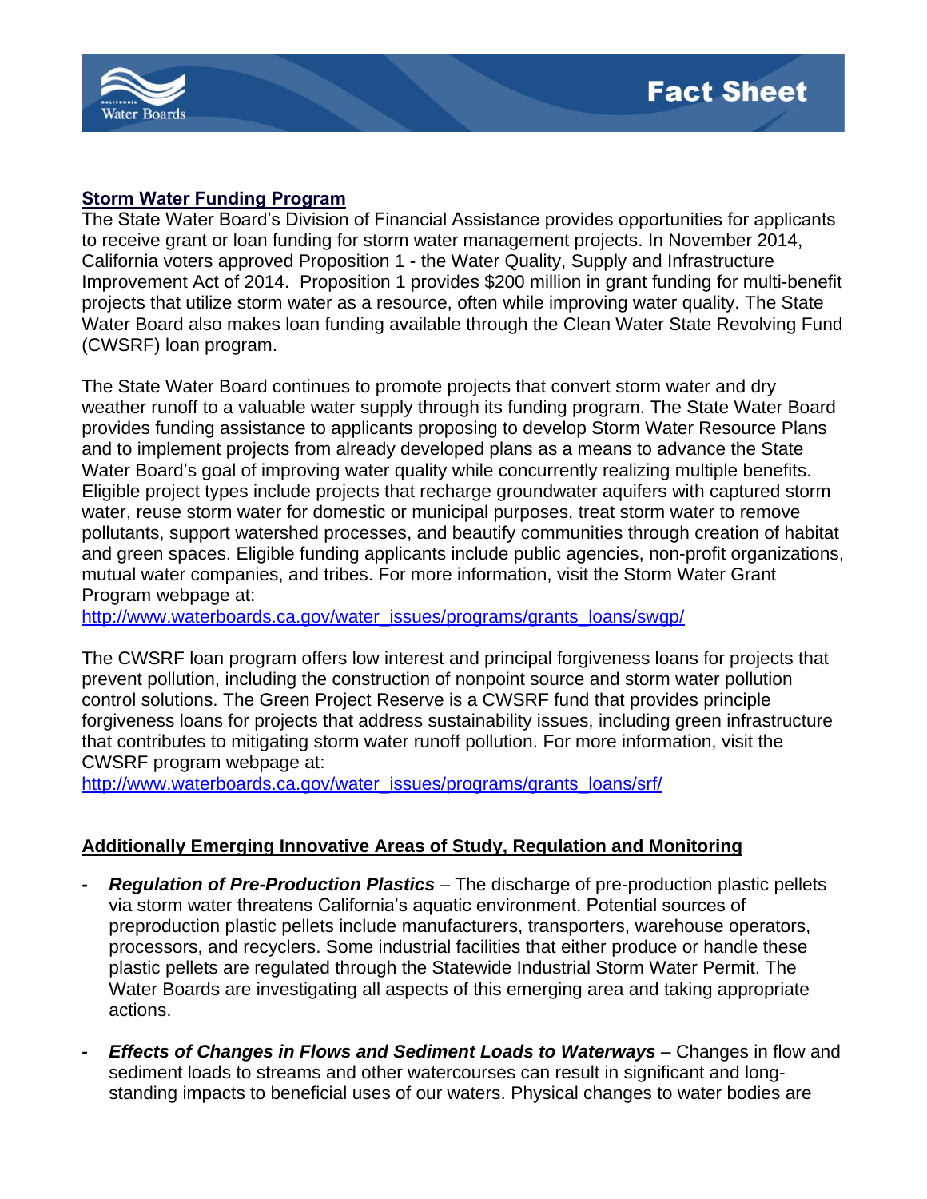## Storm Water Funding Program

The State Water Board's Division of Financial Assistance provides opportunities for applicants to receive grant or loan funding for storm water management projects. In November 2014, California voters approved Proposition 1 - the Water Quality, Supply and Infrastructure Improvement Act of 2014. Proposition 1 provides $200 million in grant funding for multi-benefit projects that utilize storm water as a resource, often while improving water quality. The State Water Board also makes loan funding available through the Clean Water State Revolving Fund (CWSRF) loan program.

The State Water Board continues to promote projects that convert storm water and dry weather runoff to a valuable water supply through its funding program. The State Water Board provides funding assistance to applicants proposing to develop Storm Water Resource Plans and to implement projects from already developed plans as a means to advance the State Water Board's goal of improving water quality while concurrently realizing multiple benefits. Eligible project types include projects that recharge groundwater aquifers with captured storm water, reuse storm water for domestic or municipal purposes, treat storm water to remove pollutants, support watershed processes, and beautify communities through creation of habitat and green spaces. Eligible funding applicants include public agencies, non-profit organizations, mutual water companies, and tribes. For more information, visit the Storm Water Grant Program webpage at:
http://www.waterboards.ca.gov/water_issues/programs/grants_loans/swgp/

The CWSRF loan program offers low interest and principal forgiveness loans for projects that prevent pollution, including the construction of nonpoint source and storm water pollution control solutions. The Green Project Reserve is a CWSRF fund that provides principle forgiveness loans for projects that address sustainability issues, including green infrastructure that contributes to mitigating storm water runoff pollution. For more information, visit the CWSRF program webpage at:
http://www.waterboards.ca.gov/water_issues/programs/grants_loans/srf/

## Additionally Emerging Innovative Areas of Study, Regulation and Monitoring

- ***Regulation of Pre-Production Plastics*** – The discharge of pre-production plastic pellets via storm water threatens California's aquatic environment. Potential sources of preproduction plastic pellets include manufacturers, transporters, warehouse operators, processors, and recyclers. Some industrial facilities that either produce or handle these plastic pellets are regulated through the Statewide Industrial Storm Water Permit. The Water Boards are investigating all aspects of this emerging area and taking appropriate actions.

- ***Effects of Changes in Flows and Sediment Loads to Waterways*** – Changes in flow and sediment loads to streams and other watercourses can result in significant and long-standing impacts to beneficial uses of our waters. Physical changes to water bodies are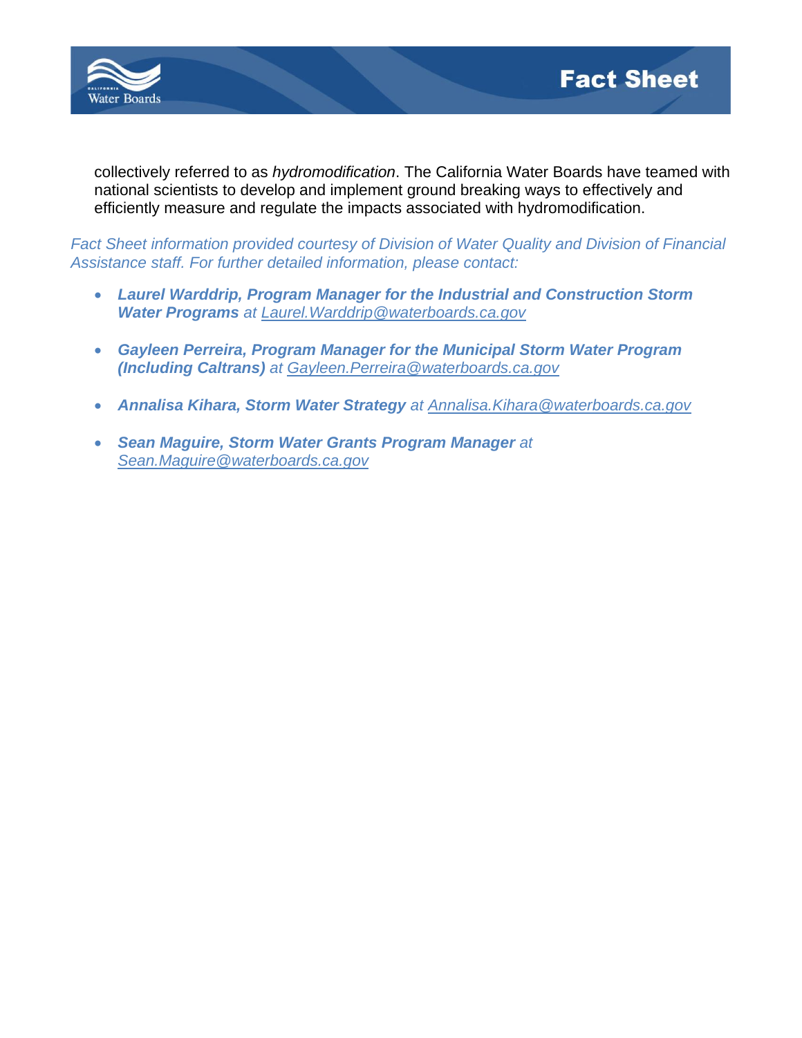collectively referred to as *hydromodification*. The California Water Boards have teamed with national scientists to develop and implement ground breaking ways to effectively and efficiently measure and regulate the impacts associated with hydromodification.

*Fact Sheet information provided courtesy of Division of Water Quality and Division of Financial Assistance staff. For further detailed information, please contact:*

- ***Laurel Warddrip, Program Manager for the Industrial and Construction Storm Water Programs** at Laurel.Warddrip@waterboards.ca.gov*
- ***Gayleen Perreira, Program Manager for the Municipal Storm Water Program (Including Caltrans)** at Gayleen.Perreira@waterboards.ca.gov*
- ***Annalisa Kihara, Storm Water Strategy** at Annalisa.Kihara@waterboards.ca.gov*
- ***Sean Maguire, Storm Water Grants Program Manager** at Sean.Maguire@waterboards.ca.gov*